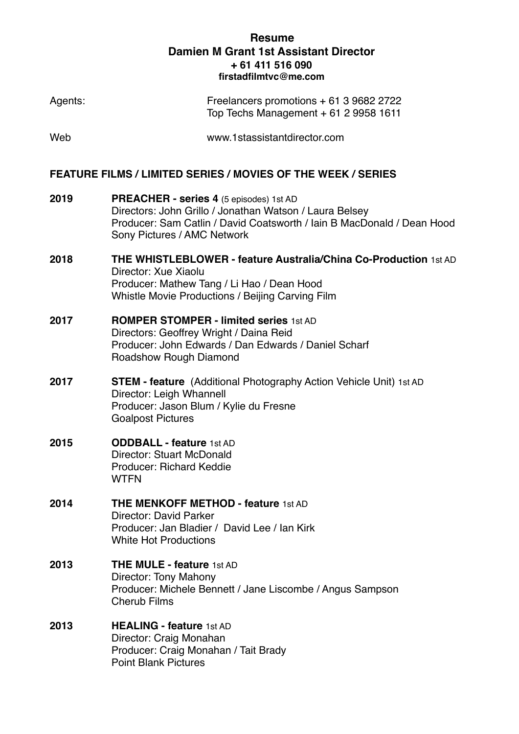# Resume

## Damien M Grant 1st Assistant Director

**+ 61 411 516 090**

**firstadfilmtvc@me.com**

Agents: Freelancers promotions + 61 3 9682 2722
Top Techs Management + 61 2 9958 1611

Web www.1stassistantdirector.com

## FEATURE FILMS / LIMITED SERIES / MOVIES OF THE WEEK / SERIES

**2019** **PREACHER - series 4** (5 episodes) 1st AD
Directors: John Grillo / Jonathan Watson / Laura Belsey
Producer: Sam Catlin / David Coatsworth / Iain B MacDonald / Dean Hood
Sony Pictures / AMC Network

**2018** **THE WHISTLEBLOWER - feature Australia/China Co-Production** 1st AD
Director: Xue Xiaolu
Producer: Mathew Tang / Li Hao / Dean Hood
Whistle Movie Productions / Beijing Carving Film

**2017** **ROMPER STOMPER - limited series** 1st AD
Directors: Geoffrey Wright / Daina Reid
Producer: John Edwards / Dan Edwards / Daniel Scharf
Roadshow Rough Diamond

**2017** **STEM - feature** (Additional Photography Action Vehicle Unit) 1st AD
Director: Leigh Whannell
Producer: Jason Blum / Kylie du Fresne
Goalpost Pictures

**2015** **ODDBALL - feature** 1st AD
Director: Stuart McDonald
Producer: Richard Keddie
WTFN

**2014** **THE MENKOFF METHOD - feature** 1st AD
Director: David Parker
Producer: Jan Bladier / David Lee / Ian Kirk
White Hot Productions

**2013** **THE MULE - feature** 1st AD
Director: Tony Mahony
Producer: Michele Bennett / Jane Liscombe / Angus Sampson
Cherub Films

**2013** **HEALING - feature** 1st AD
Director: Craig Monahan
Producer: Craig Monahan / Tait Brady
Point Blank Pictures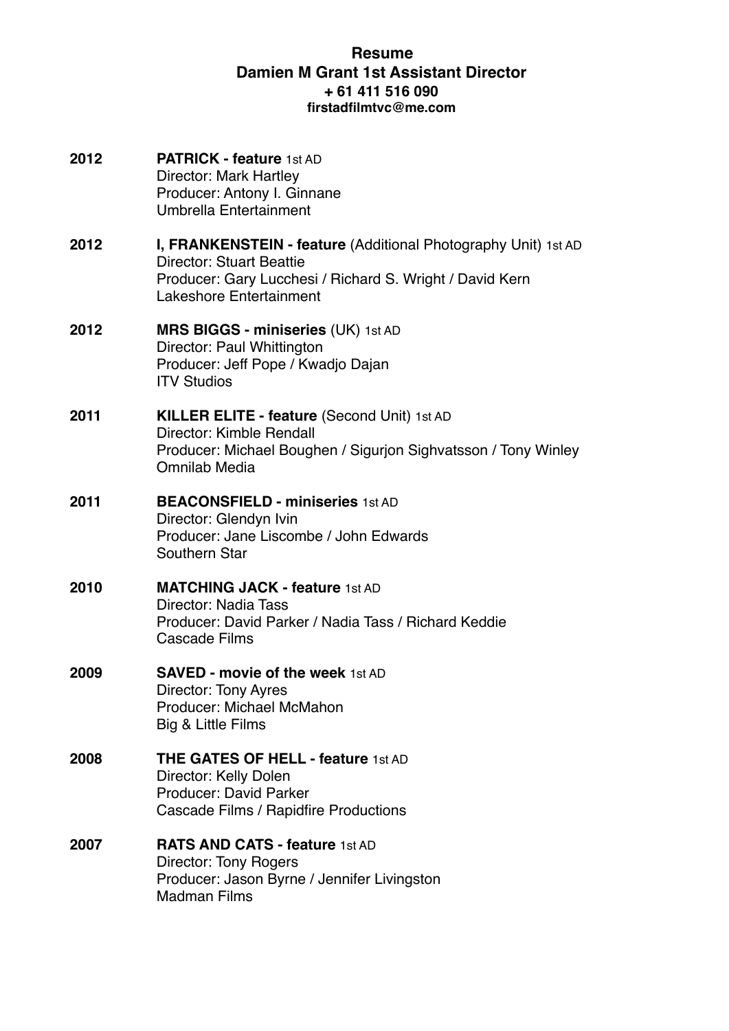**Resume**
**Damien M Grant 1st Assistant Director**
**+ 61 411 516 090**
**firstadfilmtvc@me.com**

**2012** **PATRICK - feature** 1st AD
Director: Mark Hartley
Producer: Antony I. Ginnane
Umbrella Entertainment

**2012** **I, FRANKENSTEIN - feature** (Additional Photography Unit) 1st AD
Director: Stuart Beattie
Producer: Gary Lucchesi / Richard S. Wright / David Kern
Lakeshore Entertainment

**2012** **MRS BIGGS - miniseries** (UK) 1st AD
Director: Paul Whittington
Producer: Jeff Pope / Kwadjo Dajan
ITV Studios

**2011** **KILLER ELITE - feature** (Second Unit) 1st AD
Director: Kimble Rendall
Producer: Michael Boughen / Sigurjon Sighvatsson / Tony Winley
Omnilab Media

**2011** **BEACONSFIELD - miniseries** 1st AD
Director: Glendyn Ivin
Producer: Jane Liscombe / John Edwards
Southern Star

**2010** **MATCHING JACK - feature** 1st AD
Director: Nadia Tass
Producer: David Parker / Nadia Tass / Richard Keddie
Cascade Films

**2009** **SAVED - movie of the week** 1st AD
Director: Tony Ayres
Producer: Michael McMahon
Big & Little Films

**2008** **THE GATES OF HELL - feature** 1st AD
Director: Kelly Dolen
Producer: David Parker
Cascade Films / Rapidfire Productions

**2007** **RATS AND CATS - feature** 1st AD
Director: Tony Rogers
Producer: Jason Byrne / Jennifer Livingston
Madman Films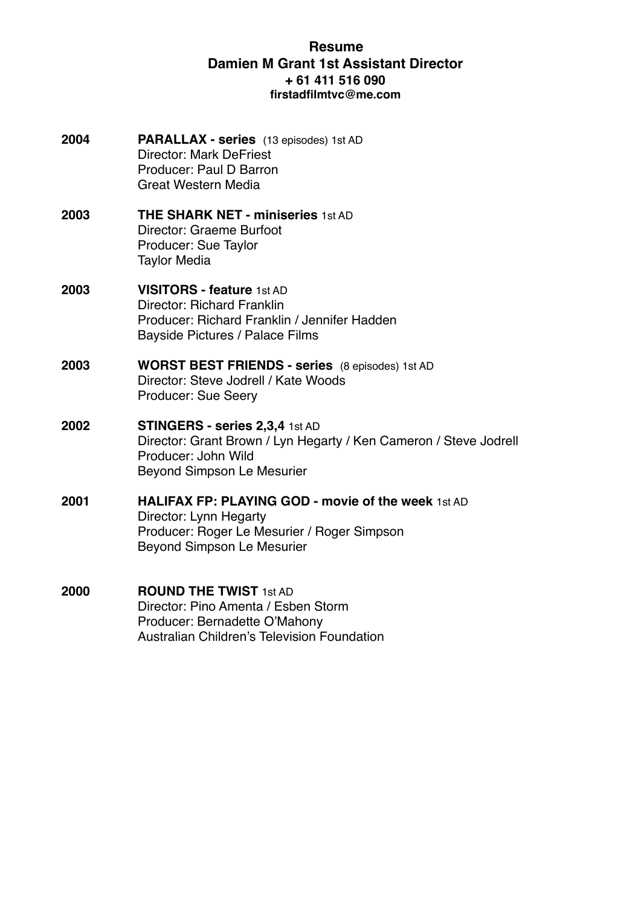# Resume
## Damien M Grant 1st Assistant Director
**+ 61 411 516 090**
**firstadfilmtvc@me.com**

**2004** **PARALLAX - series** (13 episodes) 1st AD
Director: Mark DeFriest
Producer: Paul D Barron
Great Western Media

**2003** **THE SHARK NET - miniseries** 1st AD
Director: Graeme Burfoot
Producer: Sue Taylor
Taylor Media

**2003** **VISITORS - feature** 1st AD
Director: Richard Franklin
Producer: Richard Franklin / Jennifer Hadden
Bayside Pictures / Palace Films

**2003** **WORST BEST FRIENDS - series** (8 episodes) 1st AD
Director: Steve Jodrell / Kate Woods
Producer: Sue Seery

**2002** **STINGERS - series 2,3,4** 1st AD
Director: Grant Brown / Lyn Hegarty / Ken Cameron / Steve Jodrell
Producer: John Wild
Beyond Simpson Le Mesurier

**2001** **HALIFAX FP: PLAYING GOD - movie of the week** 1st AD
Director: Lynn Hegarty
Producer: Roger Le Mesurier / Roger Simpson
Beyond Simpson Le Mesurier

**2000** **ROUND THE TWIST** 1st AD
Director: Pino Amenta / Esben Storm
Producer: Bernadette O'Mahony
Australian Children's Television Foundation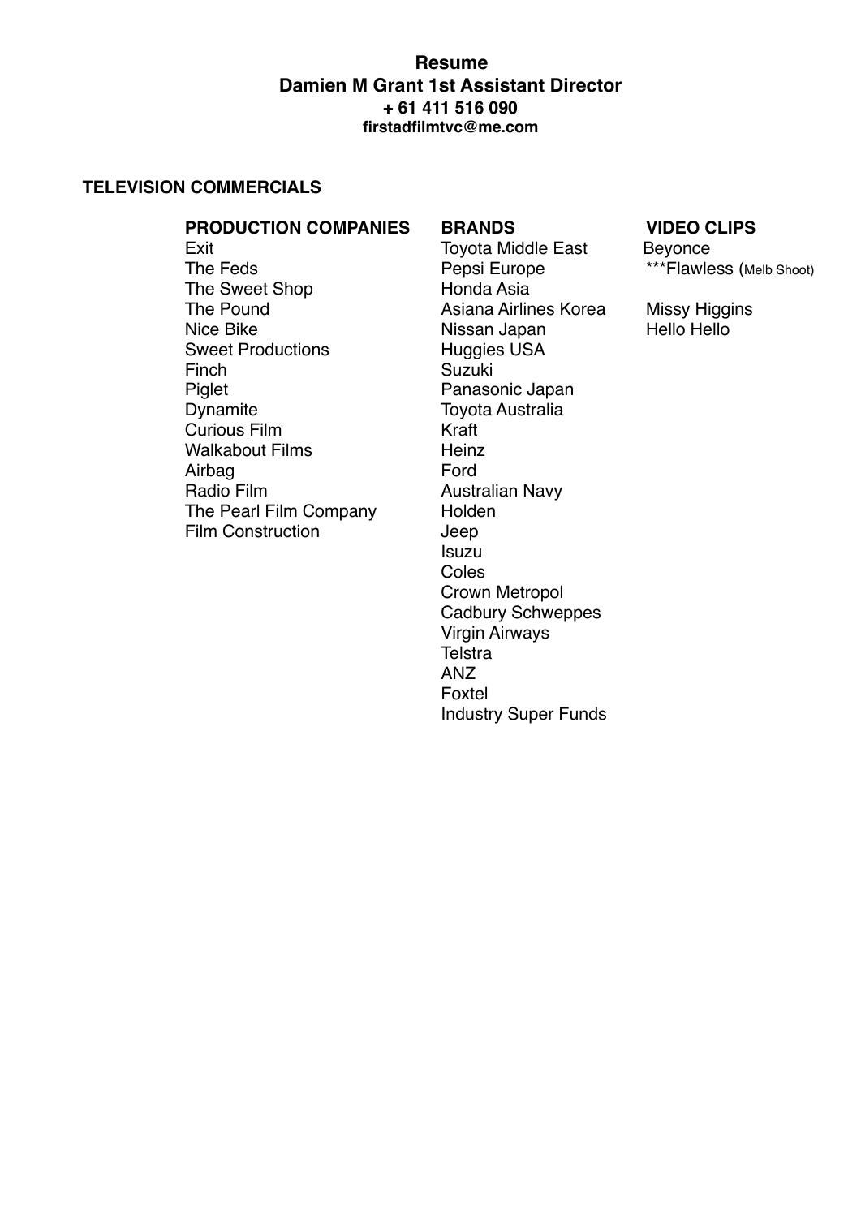**Resume**
**Damien M Grant 1st Assistant Director**
**+ 61 411 516 090**
**firstadfilmtvc@me.com**

## TELEVISION COMMERCIALS

| PRODUCTION COMPANIES | BRANDS | VIDEO CLIPS |
|---|---|---|
| Exit | Toyota Middle East | Beyonce |
| The Feds | Pepsi Europe | ***Flawless (Melb Shoot) |
| The Sweet Shop | Honda Asia | |
| The Pound | Asiana Airlines Korea | Missy Higgins |
| Nice Bike | Nissan Japan | Hello Hello |
| Sweet Productions | Huggies USA | |
| Finch | Suzuki | |
| Piglet | Panasonic Japan | |
| Dynamite | Toyota Australia | |
| Curious Film | Kraft | |
| Walkabout Films | Heinz | |
| Airbag | Ford | |
| Radio Film | Australian Navy | |
| The Pearl Film Company | Holden | |
| Film Construction | Jeep | |
| | Isuzu | |
| | Coles | |
| | Crown Metropol | |
| | Cadbury Schweppes | |
| | Virgin Airways | |
| | Telstra | |
| | ANZ | |
| | Foxtel | |
| | Industry Super Funds | |